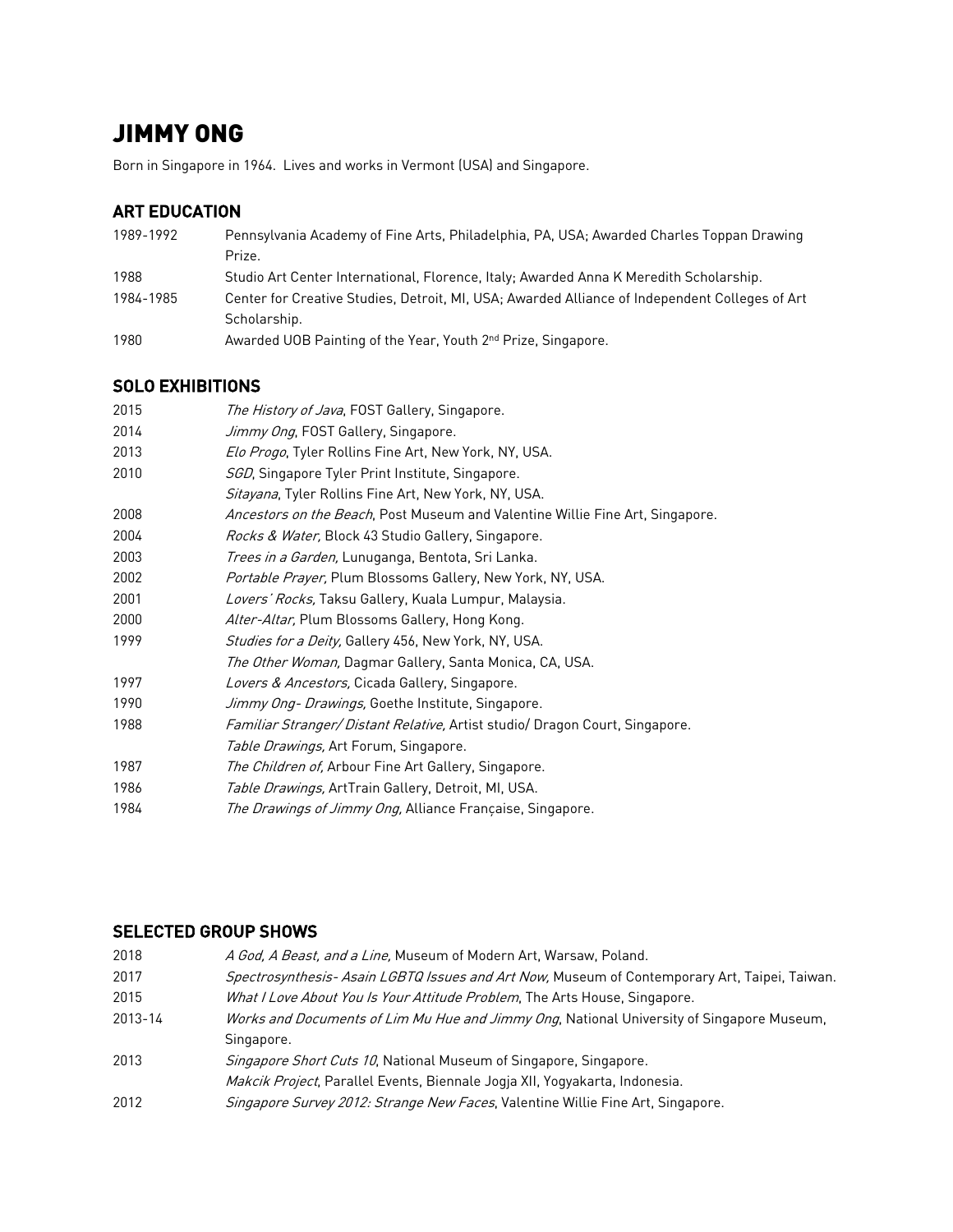# JIMMY ONG

Born in Singapore in 1964. Lives and works in Vermont (USA) and Singapore.

## ART EDUCATION

| | |
|---|---|
| 1989-1992 | Pennsylvania Academy of Fine Arts, Philadelphia, PA, USA; Awarded Charles Toppan Drawing Prize. |
| 1988 | Studio Art Center International, Florence, Italy; Awarded Anna K Meredith Scholarship. |
| 1984-1985 | Center for Creative Studies, Detroit, MI, USA; Awarded Alliance of Independent Colleges of Art Scholarship. |
| 1980 | Awarded UOB Painting of the Year, Youth 2nd Prize, Singapore. |

## SOLO EXHIBITIONS

| | |
|---|---|
| 2015 | *The History of Java*, FOST Gallery, Singapore. |
| 2014 | *Jimmy Ong*, FOST Gallery, Singapore. |
| 2013 | *Elo Progo*, Tyler Rollins Fine Art, New York, NY, USA. |
| 2010 | *SGD*, Singapore Tyler Print Institute, Singapore. |
| | *Sitayana*, Tyler Rollins Fine Art, New York, NY, USA. |
| 2008 | *Ancestors on the Beach*, Post Museum and Valentine Willie Fine Art, Singapore. |
| 2004 | *Rocks & Water,* Block 43 Studio Gallery, Singapore. |
| 2003 | *Trees in a Garden,* Lunuganga, Bentota, Sri Lanka. |
| 2002 | *Portable Prayer,* Plum Blossoms Gallery, New York, NY, USA. |
| 2001 | *Lovers' Rocks,* Taksu Gallery, Kuala Lumpur, Malaysia. |
| 2000 | *Alter-Altar,* Plum Blossoms Gallery, Hong Kong. |
| 1999 | *Studies for a Deity,* Gallery 456, New York, NY, USA. |
| | *The Other Woman,* Dagmar Gallery, Santa Monica, CA, USA. |
| 1997 | *Lovers & Ancestors,* Cicada Gallery, Singapore. |
| 1990 | *Jimmy Ong- Drawings,* Goethe Institute, Singapore. |
| 1988 | *Familiar Stranger/ Distant Relative,* Artist studio/ Dragon Court, Singapore. |
| | *Table Drawings,* Art Forum, Singapore. |
| 1987 | *The Children of,* Arbour Fine Art Gallery, Singapore. |
| 1986 | *Table Drawings,* ArtTrain Gallery, Detroit, MI, USA. |
| 1984 | *The Drawings of Jimmy Ong,* Alliance Française, Singapore. |

## SELECTED GROUP SHOWS

| | |
|---|---|
| 2018 | *A God, A Beast, and a Line,* Museum of Modern Art, Warsaw, Poland. |
| 2017 | *Spectrosynthesis- Asain LGBTQ Issues and Art Now,* Museum of Contemporary Art, Taipei, Taiwan. |
| 2015 | *What I Love About You Is Your Attitude Problem*, The Arts House, Singapore. |
| 2013-14 | *Works and Documents of Lim Mu Hue and Jimmy Ong*, National University of Singapore Museum, Singapore. |
| 2013 | *Singapore Short Cuts 10*, National Museum of Singapore, Singapore. |
| | *Makcik Project*, Parallel Events, Biennale Jogja XII, Yogyakarta, Indonesia. |
| 2012 | *Singapore Survey 2012: Strange New Faces*, Valentine Willie Fine Art, Singapore. |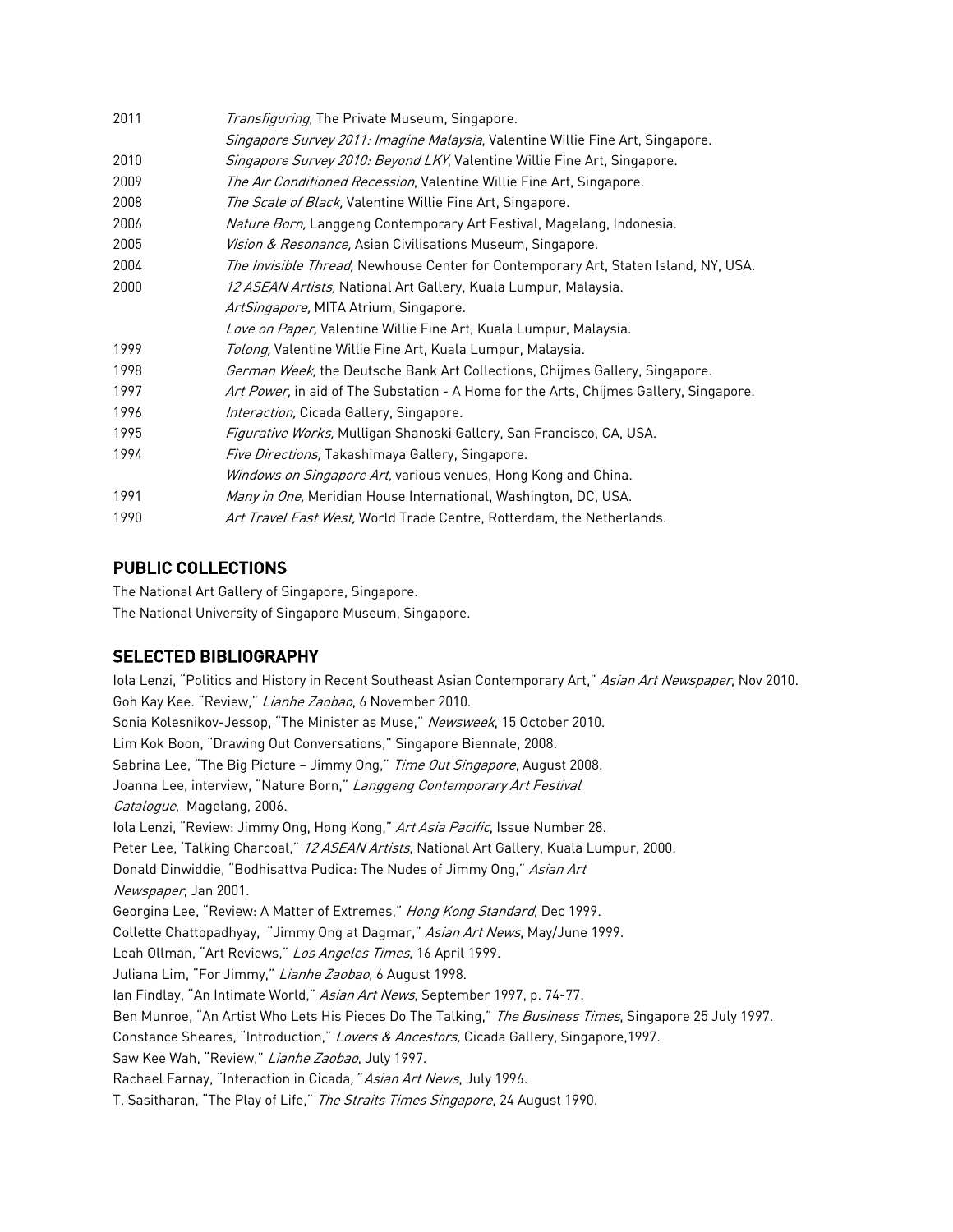| | |
|---|---|
| 2011 | *Transfiguring*, The Private Museum, Singapore. |
| | *Singapore Survey 2011: Imagine Malaysia*, Valentine Willie Fine Art, Singapore. |
| 2010 | *Singapore Survey 2010: Beyond LKY*, Valentine Willie Fine Art, Singapore. |
| 2009 | *The Air Conditioned Recession*, Valentine Willie Fine Art, Singapore. |
| 2008 | *The Scale of Black,* Valentine Willie Fine Art, Singapore. |
| 2006 | *Nature Born,* Langgeng Contemporary Art Festival, Magelang, Indonesia. |
| 2005 | *Vision & Resonance,* Asian Civilisations Museum, Singapore. |
| 2004 | *The Invisible Thread,* Newhouse Center for Contemporary Art, Staten Island, NY, USA. |
| 2000 | *12 ASEAN Artists,* National Art Gallery, Kuala Lumpur, Malaysia. |
| | *ArtSingapore,* MITA Atrium, Singapore. |
| | *Love on Paper,* Valentine Willie Fine Art, Kuala Lumpur, Malaysia. |
| 1999 | *Tolong,* Valentine Willie Fine Art, Kuala Lumpur, Malaysia. |
| 1998 | *German Week,* the Deutsche Bank Art Collections, Chijmes Gallery, Singapore. |
| 1997 | *Art Power,* in aid of The Substation - A Home for the Arts, Chijmes Gallery, Singapore. |
| 1996 | *Interaction,* Cicada Gallery, Singapore. |
| 1995 | *Figurative Works,* Mulligan Shanoski Gallery, San Francisco, CA, USA. |
| 1994 | *Five Directions,* Takashimaya Gallery, Singapore. |
| | *Windows on Singapore Art,* various venues, Hong Kong and China. |
| 1991 | *Many in One,* Meridian House International, Washington, DC, USA. |
| 1990 | *Art Travel East West,* World Trade Centre, Rotterdam, the Netherlands. |

## PUBLIC COLLECTIONS

The National Art Gallery of Singapore, Singapore.
The National University of Singapore Museum, Singapore.

## SELECTED BIBLIOGRAPHY

Iola Lenzi, "Politics and History in Recent Southeast Asian Contemporary Art," *Asian Art Newspaper*, Nov 2010.
Goh Kay Kee. "Review," *Lianhe Zaobao*, 6 November 2010.
Sonia Kolesnikov-Jessop, "The Minister as Muse," *Newsweek*, 15 October 2010.
Lim Kok Boon, "Drawing Out Conversations," Singapore Biennale, 2008.
Sabrina Lee, "The Big Picture – Jimmy Ong," *Time Out Singapore*, August 2008.
Joanna Lee, interview, "Nature Born," *Langgeng Contemporary Art Festival Catalogue*, Magelang, 2006.
Iola Lenzi, "Review: Jimmy Ong, Hong Kong," *Art Asia Pacific*, Issue Number 28.
Peter Lee, 'Talking Charcoal," *12 ASEAN Artists*, National Art Gallery, Kuala Lumpur, 2000.
Donald Dinwiddie, "Bodhisattva Pudica: The Nudes of Jimmy Ong," *Asian Art Newspaper*, Jan 2001.
Georgina Lee, "Review: A Matter of Extremes," *Hong Kong Standard*, Dec 1999.
Collette Chattopadhyay, "Jimmy Ong at Dagmar," *Asian Art News*, May/June 1999.
Leah Ollman, "Art Reviews," *Los Angeles Times*, 16 April 1999.
Juliana Lim, "For Jimmy," *Lianhe Zaobao*, 6 August 1998.
Ian Findlay, "An Intimate World," *Asian Art News*, September 1997, p. 74-77.
Ben Munroe, "An Artist Who Lets His Pieces Do The Talking," *The Business Times*, Singapore 25 July 1997.
Constance Sheares, "Introduction," *Lovers & Ancestors,* Cicada Gallery, Singapore,1997.
Saw Kee Wah, "Review," *Lianhe Zaobao*, July 1997.
Rachael Farnay, "Interaction in Cicada*," Asian Art News*, July 1996.
T. Sasitharan, "The Play of Life," *The Straits Times Singapore*, 24 August 1990.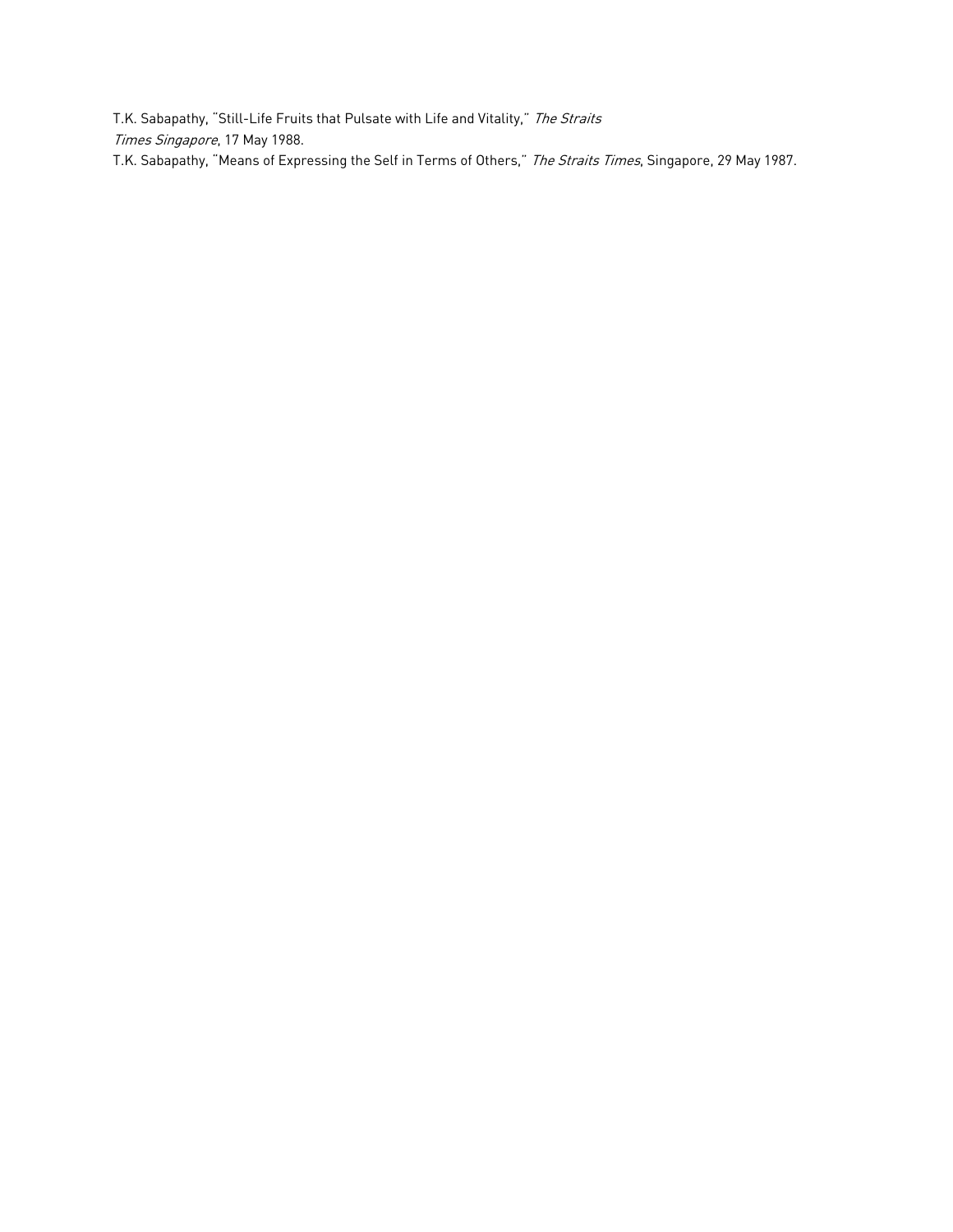T.K. Sabapathy, "Still-Life Fruits that Pulsate with Life and Vitality," *The Straits Times Singapore*, 17 May 1988.

T.K. Sabapathy, "Means of Expressing the Self in Terms of Others," *The Straits Times*, Singapore, 29 May 1987.